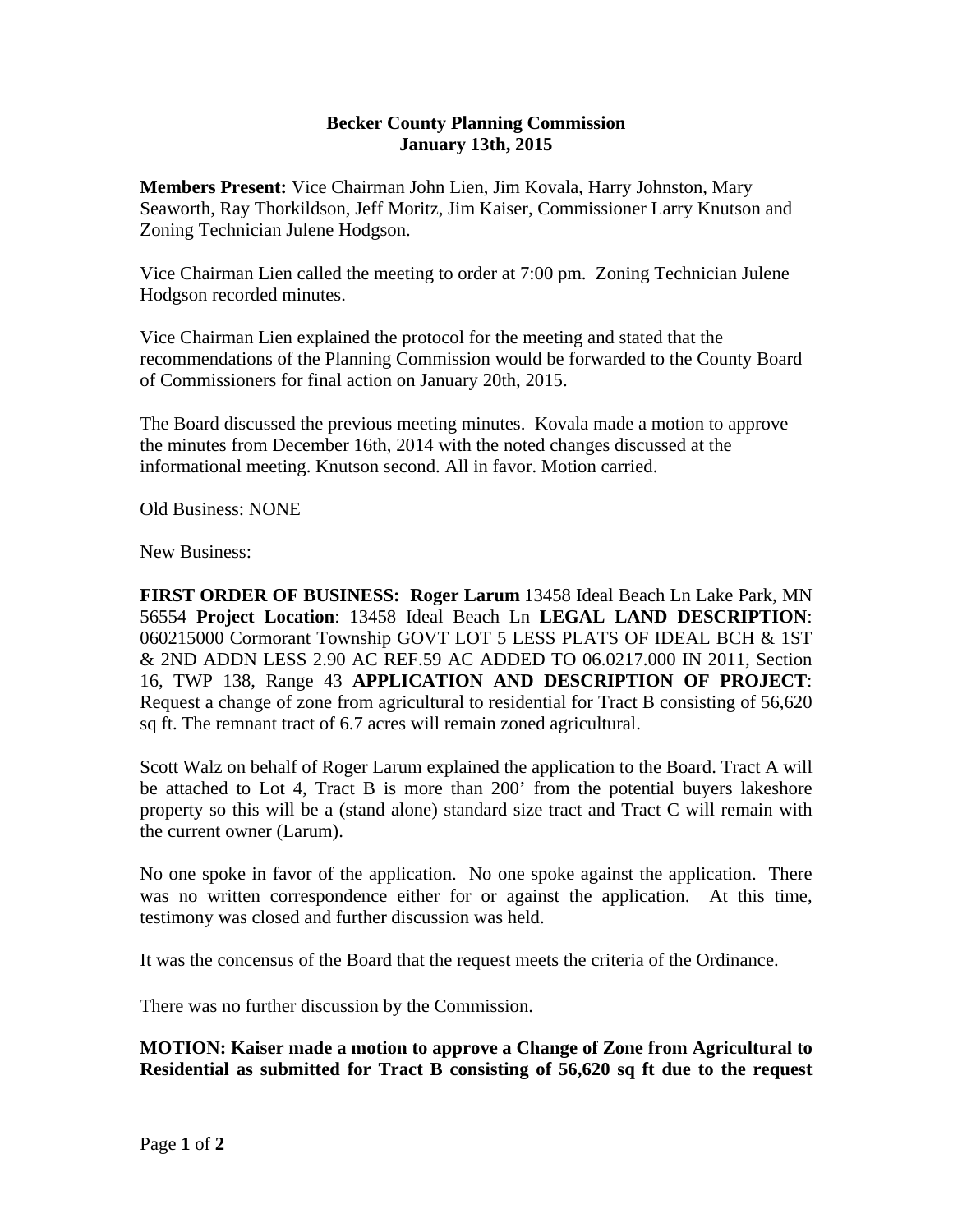**Becker County Planning Commission**
**January 13th, 2015**

**Members Present:** Vice Chairman John Lien, Jim Kovala, Harry Johnston, Mary Seaworth, Ray Thorkildson, Jeff Moritz, Jim Kaiser, Commissioner Larry Knutson and Zoning Technician Julene Hodgson.

Vice Chairman Lien called the meeting to order at 7:00 pm. Zoning Technician Julene Hodgson recorded minutes.

Vice Chairman Lien explained the protocol for the meeting and stated that the recommendations of the Planning Commission would be forwarded to the County Board of Commissioners for final action on January 20th, 2015.

The Board discussed the previous meeting minutes. Kovala made a motion to approve the minutes from December 16th, 2014 with the noted changes discussed at the informational meeting. Knutson second. All in favor. Motion carried.

Old Business: NONE

New Business:

**FIRST ORDER OF BUSINESS: Roger Larum** 13458 Ideal Beach Ln Lake Park, MN 56554 **Project Location**: 13458 Ideal Beach Ln **LEGAL LAND DESCRIPTION**: 060215000 Cormorant Township GOVT LOT 5 LESS PLATS OF IDEAL BCH & 1ST & 2ND ADDN LESS 2.90 AC REF.59 AC ADDED TO 06.0217.000 IN 2011, Section 16, TWP 138, Range 43 **APPLICATION AND DESCRIPTION OF PROJECT**: Request a change of zone from agricultural to residential for Tract B consisting of 56,620 sq ft. The remnant tract of 6.7 acres will remain zoned agricultural.

Scott Walz on behalf of Roger Larum explained the application to the Board. Tract A will be attached to Lot 4, Tract B is more than 200' from the potential buyers lakeshore property so this will be a (stand alone) standard size tract and Tract C will remain with the current owner (Larum).

No one spoke in favor of the application. No one spoke against the application. There was no written correspondence either for or against the application. At this time, testimony was closed and further discussion was held.

It was the concensus of the Board that the request meets the criteria of the Ordinance.

There was no further discussion by the Commission.

**MOTION: Kaiser made a motion to approve a Change of Zone from Agricultural to Residential as submitted for Tract B consisting of 56,620 sq ft due to the request**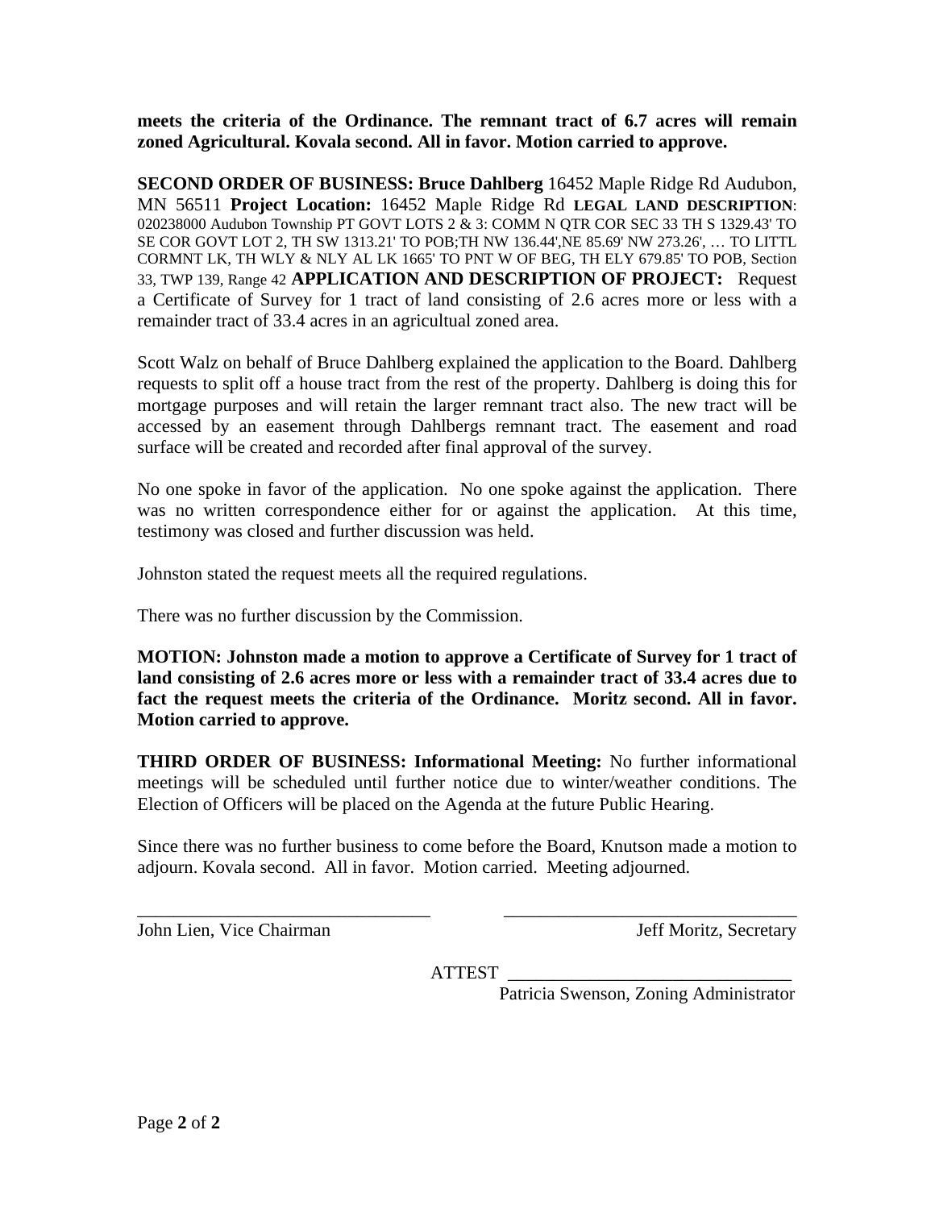**meets the criteria of the Ordinance. The remnant tract of 6.7 acres will remain zoned Agricultural. Kovala second. All in favor. Motion carried to approve.**

**SECOND ORDER OF BUSINESS: Bruce Dahlberg** 16452 Maple Ridge Rd Audubon, MN 56511 **Project Location:** 16452 Maple Ridge Rd **LEGAL LAND DESCRIPTION**: 020238000 Audubon Township PT GOVT LOTS 2 & 3: COMM N QTR COR SEC 33 TH S 1329.43' TO SE COR GOVT LOT 2, TH SW 1313.21' TO POB;TH NW 136.44',NE 85.69' NW 273.26', … TO LITTL CORMNT LK, TH WLY & NLY AL LK 1665' TO PNT W OF BEG, TH ELY 679.85' TO POB, Section 33, TWP 139, Range 42 **APPLICATION AND DESCRIPTION OF PROJECT:** Request a Certificate of Survey for 1 tract of land consisting of 2.6 acres more or less with a remainder tract of 33.4 acres in an agricultual zoned area.

Scott Walz on behalf of Bruce Dahlberg explained the application to the Board. Dahlberg requests to split off a house tract from the rest of the property. Dahlberg is doing this for mortgage purposes and will retain the larger remnant tract also. The new tract will be accessed by an easement through Dahlbergs remnant tract. The easement and road surface will be created and recorded after final approval of the survey.

No one spoke in favor of the application. No one spoke against the application. There was no written correspondence either for or against the application. At this time, testimony was closed and further discussion was held.

Johnston stated the request meets all the required regulations.

There was no further discussion by the Commission.

**MOTION: Johnston made a motion to approve a Certificate of Survey for 1 tract of land consisting of 2.6 acres more or less with a remainder tract of 33.4 acres due to fact the request meets the criteria of the Ordinance. Moritz second. All in favor. Motion carried to approve.**

**THIRD ORDER OF BUSINESS: Informational Meeting:** No further informational meetings will be scheduled until further notice due to winter/weather conditions. The Election of Officers will be placed on the Agenda at the future Public Hearing.

Since there was no further business to come before the Board, Knutson made a motion to adjourn. Kovala second. All in favor. Motion carried. Meeting adjourned.

_______________________________ _______________________________

John Lien, Vice Chairman Jeff Moritz, Secretary

ATTEST _______________________________

Patricia Swenson, Zoning Administrator